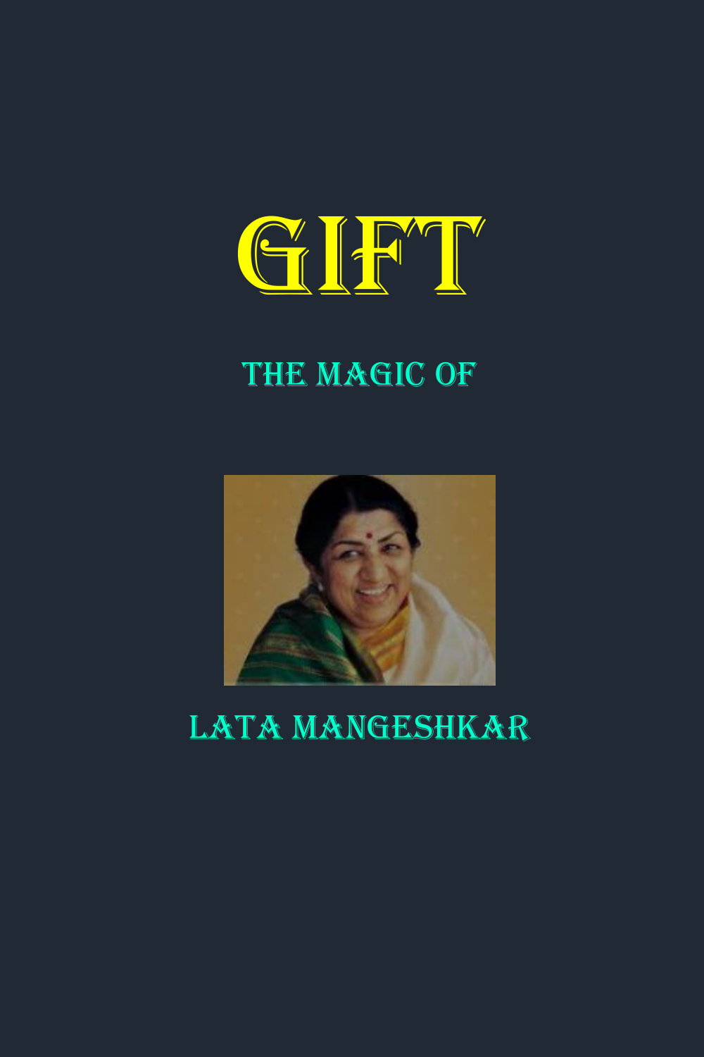# GIFT

## THE MAGIC OF

## LATA MANGESHKAR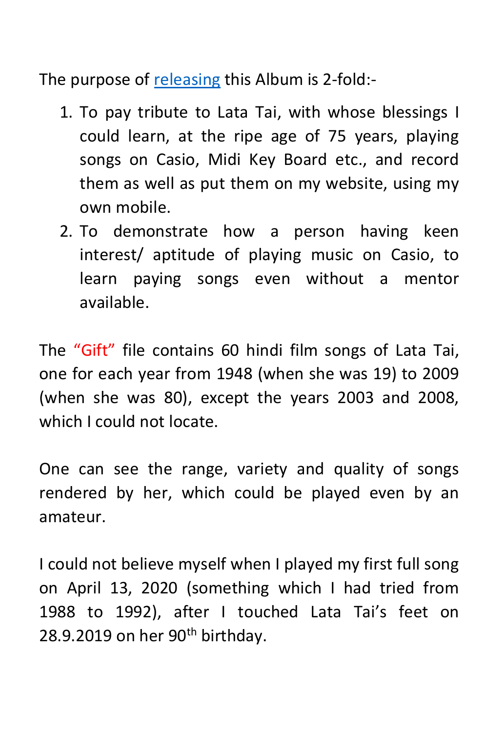The purpose of releasing this Album is 2-fold:-

1. To pay tribute to Lata Tai, with whose blessings I could learn, at the ripe age of 75 years, playing songs on Casio, Midi Key Board etc., and record them as well as put them on my website, using my own mobile.
2. To demonstrate how a person having keen interest/ aptitude of playing music on Casio, to learn paying songs even without a mentor available.

The “Gift” file contains 60 hindi film songs of Lata Tai, one for each year from 1948 (when she was 19) to 2009 (when she was 80), except the years 2003 and 2008, which I could not locate.

One can see the range, variety and quality of songs rendered by her, which could be played even by an amateur.

I could not believe myself when I played my first full song on April 13, 2020 (something which I had tried from 1988 to 1992), after I touched Lata Tai’s feet on 28.9.2019 on her 90th birthday.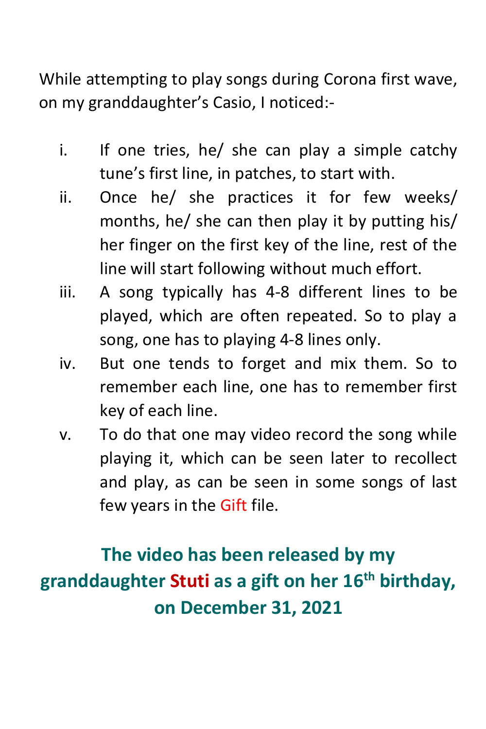While attempting to play songs during Corona first wave, on my granddaughter's Casio, I noticed:-

i. If one tries, he/ she can play a simple catchy tune's first line, in patches, to start with.
ii. Once he/ she practices it for few weeks/ months, he/ she can then play it by putting his/ her finger on the first key of the line, rest of the line will start following without much effort.
iii. A song typically has 4-8 different lines to be played, which are often repeated. So to play a song, one has to playing 4-8 lines only.
iv. But one tends to forget and mix them. So to remember each line, one has to remember first key of each line.
v. To do that one may video record the song while playing it, which can be seen later to recollect and play, as can be seen in some songs of last few years in the Gift file.

**The video has been released by my granddaughter Stuti as a gift on her 16th birthday, on December 31, 2021**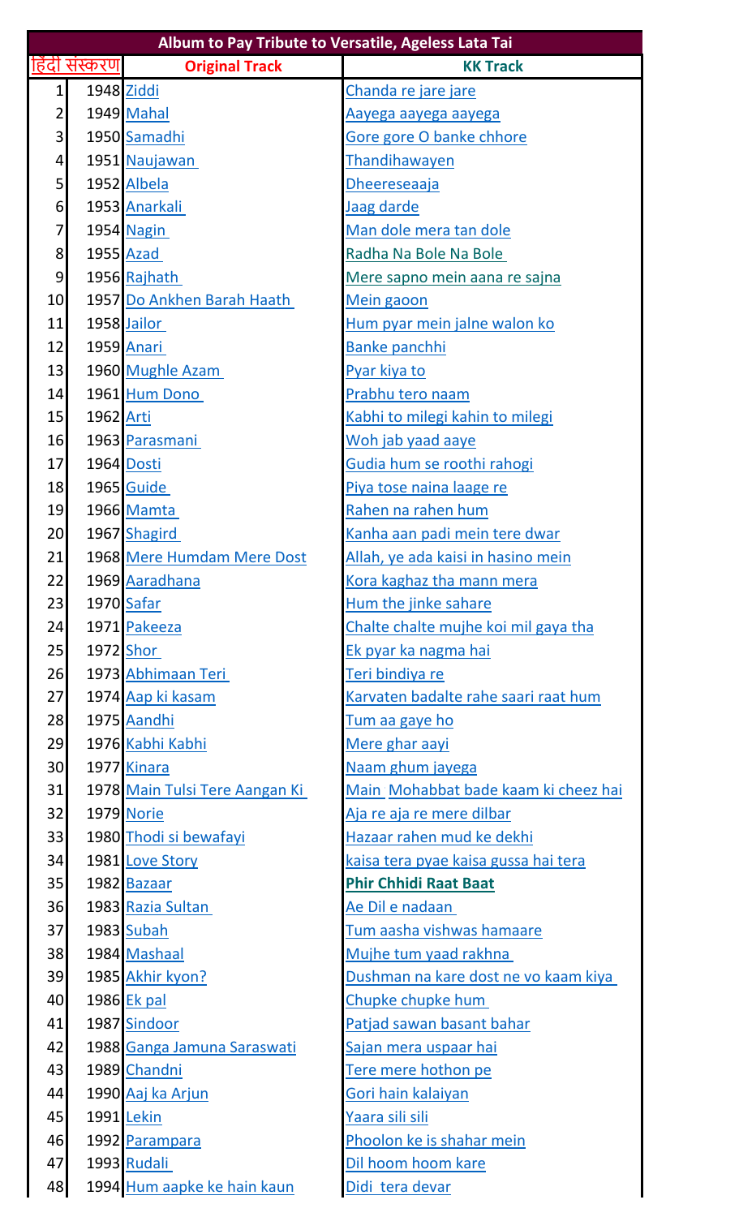| Album to Pay Tribute to Versatile, Ageless Lata Tai | | | |
|---|---|---|---|
| हिंदी संस्करण | | **Original Track** | **KK Track** |
| 1 | 1948 | Ziddi | Chanda re jare jare |
| 2 | 1949 | Mahal | Aayega aayega aayega |
| 3 | 1950 | Samadhi | Gore gore O banke chhore |
| 4 | 1951 | Naujawan | Thandihawayen |
| 5 | 1952 | Albela | Dheereseaaja |
| 6 | 1953 | Anarkali | Jaag darde |
| 7 | 1954 | Nagin | Man dole mera tan dole |
| 8 | 1955 | Azad | Radha Na Bole Na Bole |
| 9 | 1956 | Rajhath | Mere sapno mein aana re sajna |
| 10 | 1957 | Do Ankhen Barah Haath | Mein gaoon |
| 11 | 1958 | Jailor | Hum pyar mein jalne walon ko |
| 12 | 1959 | Anari | Banke panchhi |
| 13 | 1960 | Mughle Azam | Pyar kiya to |
| 14 | 1961 | Hum Dono | Prabhu tero naam |
| 15 | 1962 | Arti | Kabhi to milegi kahin to milegi |
| 16 | 1963 | Parasmani | Woh jab yaad aaye |
| 17 | 1964 | Dosti | Gudia hum se roothi rahogi |
| 18 | 1965 | Guide | Piya tose naina laage re |
| 19 | 1966 | Mamta | Rahen na rahen hum |
| 20 | 1967 | Shagird | Kanha aan padi mein tere dwar |
| 21 | 1968 | Mere Humdam Mere Dost | Allah, ye ada kaisi in hasino mein |
| 22 | 1969 | Aaradhana | Kora kaghaz tha mann mera |
| 23 | 1970 | Safar | Hum the jinke sahare |
| 24 | 1971 | Pakeeza | Chalte chalte mujhe koi mil gaya tha |
| 25 | 1972 | Shor | Ek pyar ka nagma hai |
| 26 | 1973 | Abhimaan Teri | Teri bindiya re |
| 27 | 1974 | Aap ki kasam | Karvaten badalte rahe saari raat hum |
| 28 | 1975 | Aandhi | Tum aa gaye ho |
| 29 | 1976 | Kabhi Kabhi | Mere ghar aayi |
| 30 | 1977 | Kinara | Naam ghum jayega |
| 31 | 1978 | Main Tulsi Tere Aangan Ki | Main Mohabbat bade kaam ki cheez hai |
| 32 | 1979 | Norie | Aja re aja re mere dilbar |
| 33 | 1980 | Thodi si bewafayi | Hazaar rahen mud ke dekhi |
| 34 | 1981 | Love Story | kaisa tera pyae kaisa gussa hai tera |
| 35 | 1982 | Bazaar | **Phir Chhidi Raat Baat** |
| 36 | 1983 | Razia Sultan | Ae Dil e nadaan |
| 37 | 1983 | Subah | Tum aasha vishwas hamaare |
| 38 | 1984 | Mashaal | Mujhe tum yaad rakhna |
| 39 | 1985 | Akhir kyon? | Dushman na kare dost ne vo kaam kiya |
| 40 | 1986 | Ek pal | Chupke chupke hum |
| 41 | 1987 | Sindoor | Patjad sawan basant bahar |
| 42 | 1988 | Ganga Jamuna Saraswati | Sajan mera uspaar hai |
| 43 | 1989 | Chandni | Tere mere hothon pe |
| 44 | 1990 | Aaj ka Arjun | Gori hain kalaiyan |
| 45 | 1991 | Lekin | Yaara sili sili |
| 46 | 1992 | Parampara | Phoolon ke is shahar mein |
| 47 | 1993 | Rudali | Dil hoom hoom kare |
| 48 | 1994 | Hum aapke ke hain kaun | Didi tera devar |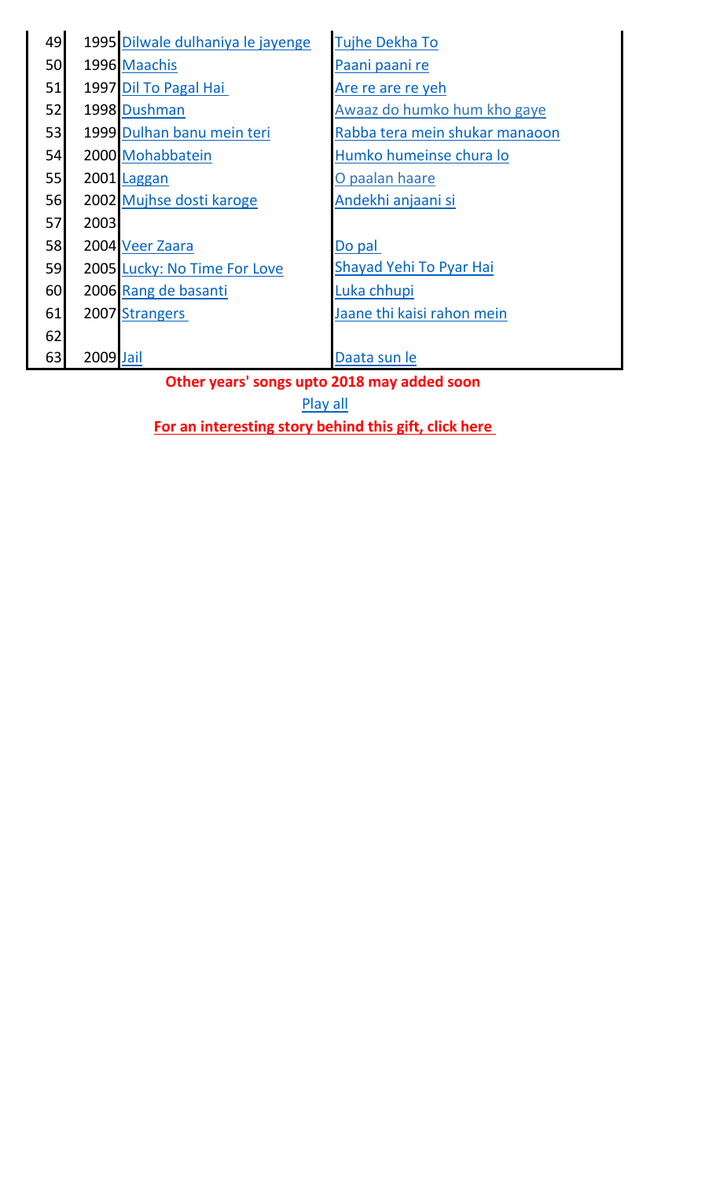| | | | |
|---|---|---|---|
| 49 | 1995 | Dilwale dulhaniya le jayenge | Tujhe Dekha To |
| 50 | 1996 | Maachis | Paani paani re |
| 51 | 1997 | Dil To Pagal Hai | Are re are re yeh |
| 52 | 1998 | Dushman | Awaaz do humko hum kho gaye |
| 53 | 1999 | Dulhan banu mein teri | Rabba tera mein shukar manaoon |
| 54 | 2000 | Mohabbatein | Humko humeinse chura lo |
| 55 | 2001 | Laggan | O paalan haare |
| 56 | 2002 | Mujhse dosti karoge | Andekhi anjaani si |
| 57 | 2003 | | |
| 58 | 2004 | Veer Zaara | Do pal |
| 59 | 2005 | Lucky: No Time For Love | Shayad Yehi To Pyar Hai |
| 60 | 2006 | Rang de basanti | Luka chhupi |
| 61 | 2007 | Strangers | Jaane thi kaisi rahon mein |
| 62 | | | |
| 63 | 2009 | Jail | Daata sun le |

**Other years' songs upto 2018 may added soon**

Play all

**For an interesting story behind this gift, click here**